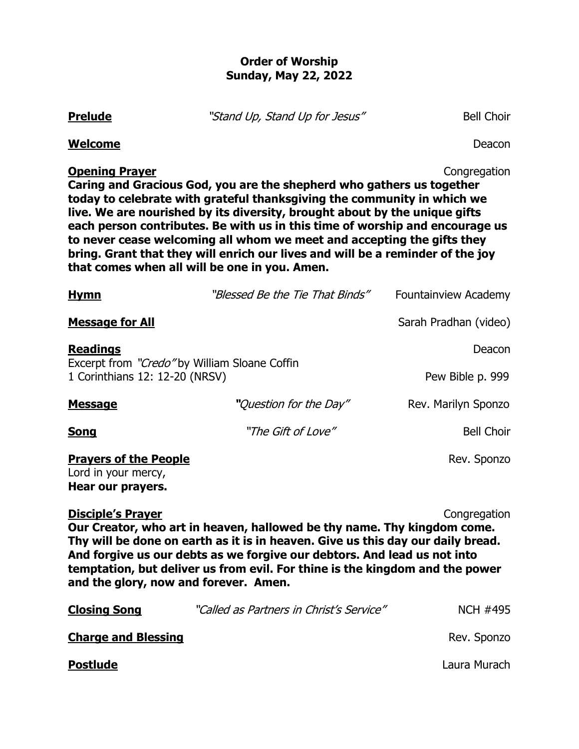# Order of Worship
## Sunday, May 22, 2022

**Prelude** *"Stand Up, Stand Up for Jesus"* Bell Choir

**Welcome** Deacon

**Opening Prayer** Congregation

**Caring and Gracious God, you are the shepherd who gathers us together today to celebrate with grateful thanksgiving the community in which we live. We are nourished by its diversity, brought about by the unique gifts each person contributes. Be with us in this time of worship and encourage us to never cease welcoming all whom we meet and accepting the gifts they bring. Grant that they will enrich our lives and will be a reminder of the joy that comes when all will be one in you. Amen.**

**Hymn** *"Blessed Be the Tie That Binds"* Fountainview Academy

**Message for All** Sarah Pradhan (video)

**Readings** Deacon

Excerpt from *"Credo"* by William Sloane Coffin

1 Corinthians 12: 12-20 (NRSV) Pew Bible p. 999

**Message** *"Question for the Day"* Rev. Marilyn Sponzo

**Song** *"The Gift of Love"* Bell Choir

**Prayers of the People** Rev. Sponzo

Lord in your mercy,

**Hear our prayers.**

**Disciple's Prayer** Congregation

**Our Creator, who art in heaven, hallowed be thy name. Thy kingdom come. Thy will be done on earth as it is in heaven. Give us this day our daily bread. And forgive us our debts as we forgive our debtors. And lead us not into temptation, but deliver us from evil. For thine is the kingdom and the power and the glory, now and forever. Amen.**

**Closing Song** *"Called as Partners in Christ's Service"* NCH #495

**Charge and Blessing** Rev. Sponzo

**Postlude** Laura Murach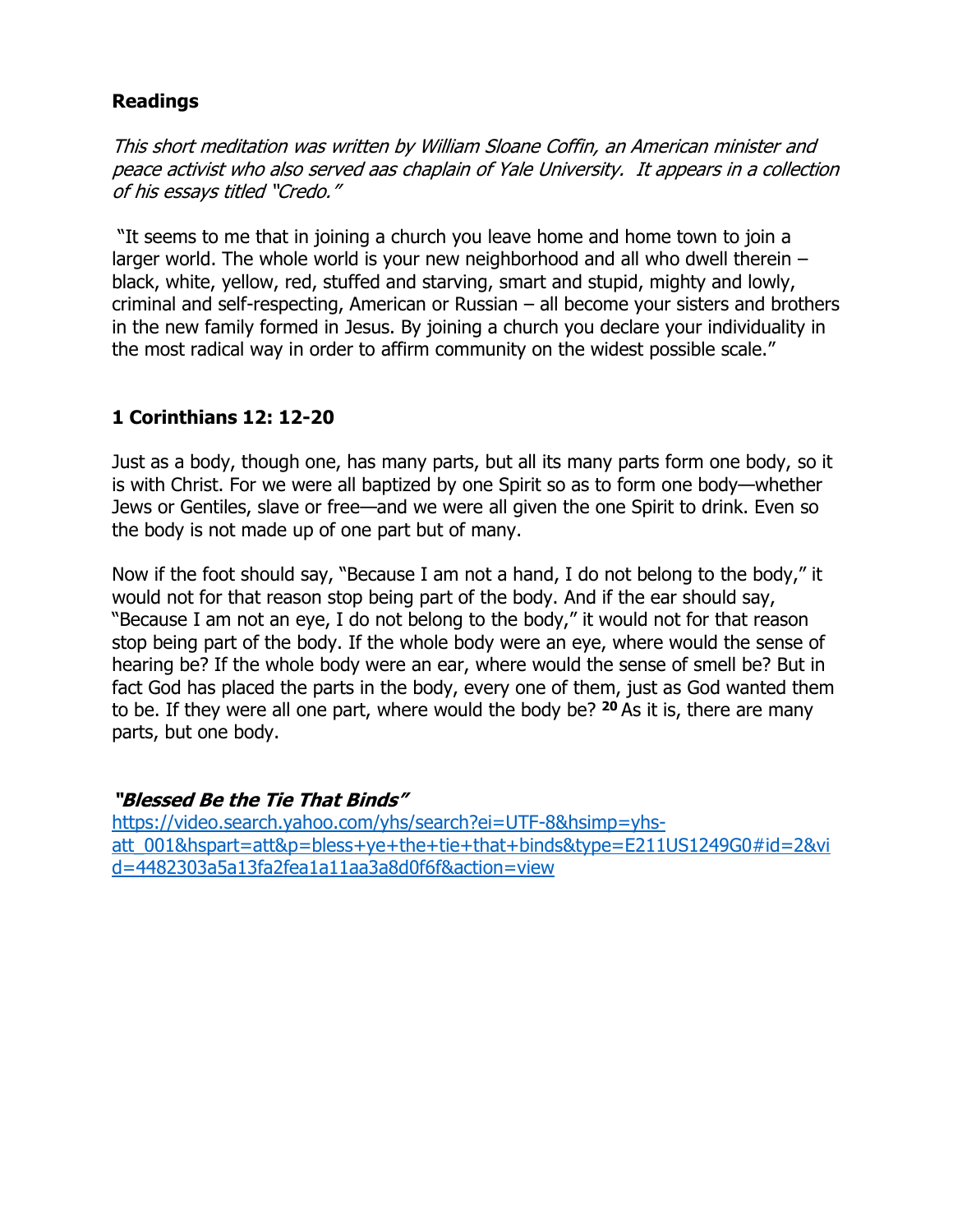**Readings**

*This short meditation was written by William Sloane Coffin, an American minister and peace activist who also served aas chaplain of Yale University. It appears in a collection of his essays titled "Credo."*

"It seems to me that in joining a church you leave home and home town to join a larger world. The whole world is your new neighborhood and all who dwell therein – black, white, yellow, red, stuffed and starving, smart and stupid, mighty and lowly, criminal and self-respecting, American or Russian – all become your sisters and brothers in the new family formed in Jesus. By joining a church you declare your individuality in the most radical way in order to affirm community on the widest possible scale."

**1 Corinthians 12: 12-20**

Just as a body, though one, has many parts, but all its many parts form one body, so it is with Christ. For we were all baptized by one Spirit so as to form one body—whether Jews or Gentiles, slave or free—and we were all given the one Spirit to drink. Even so the body is not made up of one part but of many.

Now if the foot should say, "Because I am not a hand, I do not belong to the body," it would not for that reason stop being part of the body. And if the ear should say, "Because I am not an eye, I do not belong to the body," it would not for that reason stop being part of the body. If the whole body were an eye, where would the sense of hearing be? If the whole body were an ear, where would the sense of smell be? But in fact God has placed the parts in the body, every one of them, just as God wanted them to be. If they were all one part, where would the body be? **20** As it is, there are many parts, but one body.

***"Blessed Be the Tie That Binds"***

https://video.search.yahoo.com/yhs/search?ei=UTF-8&hsimp=yhs-att_001&hspart=att&p=bless+ye+the+tie+that+binds&type=E211US1249G0#id=2&vid=4482303a5a13fa2fea1a11aa3a8d0f6f&action=view